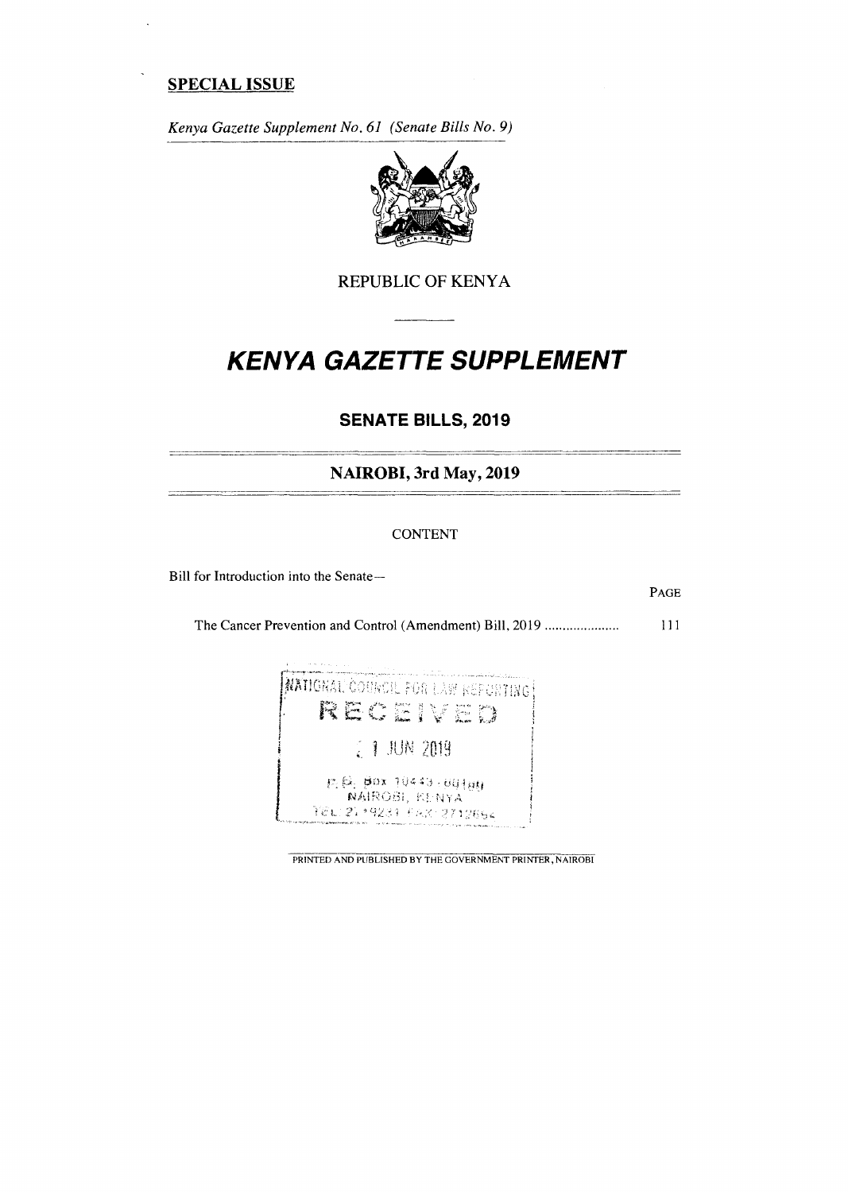**SPECIAL ISSUE**

*Kenya Gazette Supplement No. 61 (Senate Bills No. 9)*

REPUBLIC OF KENYA

# KENYA GAZETTE SUPPLEMENT

## SENATE BILLS, 2019

### NAIROBI, 3rd May, 2019

CONTENT

Bill for Introduction into the Senate—

| | PAGE |
|---|---|
| The Cancer Prevention and Control (Amendment) Bill, 2019 .................... | 111 |

NATIONAL COUNCIL FOR LAW REPORTING
RECEIVED
1 JUN 2019
P.O. Box 10443 - 00100
NAIROBI, KENYA
TEL 2719231 FAX 2712694

PRINTED AND PUBLISHED BY THE GOVERNMENT PRINTER, NAIROBI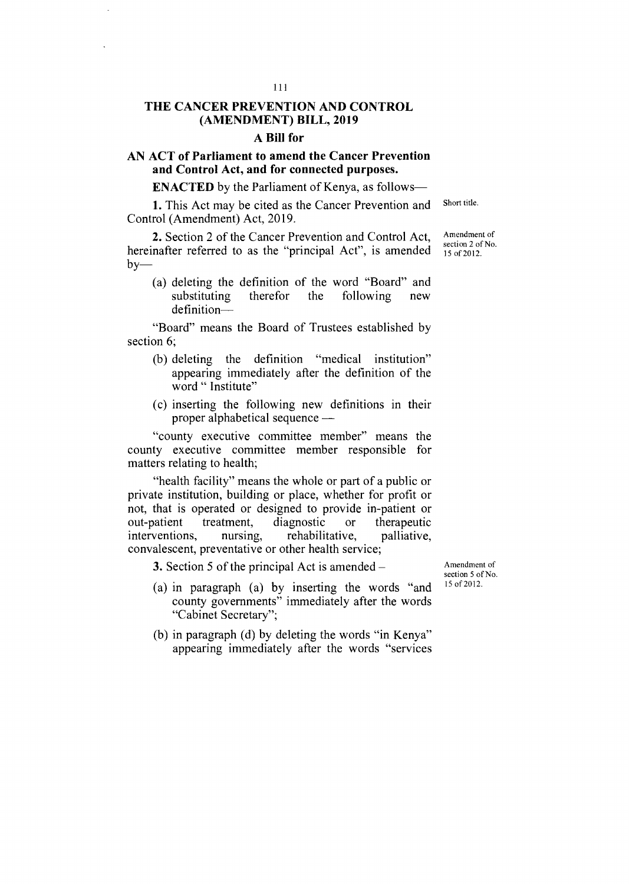# THE CANCER PREVENTION AND CONTROL (AMENDMENT) BILL, 2019

## A Bill for

**AN ACT of Parliament to amend the Cancer Prevention and Control Act, and for connected purposes.**

**ENACTED** by the Parliament of Kenya, as follows—

Short title.

**1.** This Act may be cited as the Cancer Prevention and Control (Amendment) Act, 2019.

Amendment of section 2 of No. 15 of 2012.

**2.** Section 2 of the Cancer Prevention and Control Act, hereinafter referred to as the "principal Act", is amended by—

(a) deleting the definition of the word "Board" and substituting therefor the following new definition—

"Board" means the Board of Trustees established by section 6;

(b) deleting the definition "medical institution" appearing immediately after the definition of the word " Institute"

(c) inserting the following new definitions in their proper alphabetical sequence —

"county executive committee member" means the county executive committee member responsible for matters relating to health;

"health facility" means the whole or part of a public or private institution, building or place, whether for profit or not, that is operated or designed to provide in-patient or out-patient treatment, diagnostic or therapeutic interventions, nursing, rehabilitative, palliative, convalescent, preventative or other health service;

Amendment of section 5 of No. 15 of 2012.

**3.** Section 5 of the principal Act is amended –

(a) in paragraph (a) by inserting the words "and county governments" immediately after the words "Cabinet Secretary";

(b) in paragraph (d) by deleting the words "in Kenya" appearing immediately after the words "services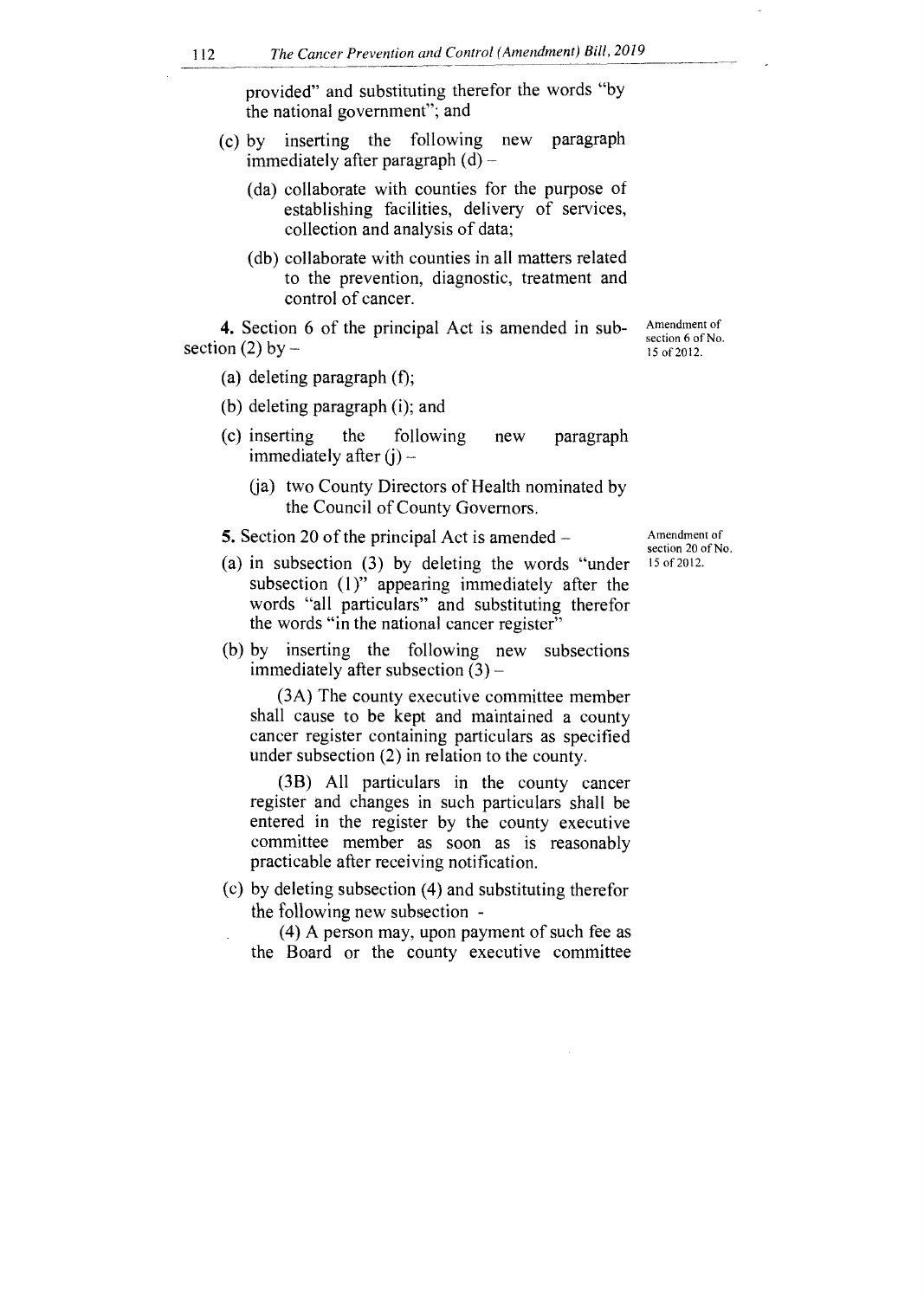provided" and substituting therefor the words "by the national government"; and

(c) by inserting the following new paragraph immediately after paragraph (d) –

(da) collaborate with counties for the purpose of establishing facilities, delivery of services, collection and analysis of data;

(db) collaborate with counties in all matters related to the prevention, diagnostic, treatment and control of cancer.

Amendment of section 6 of No. 15 of 2012.

**4.** Section 6 of the principal Act is amended in sub-section (2) by –

(a) deleting paragraph (f);

(b) deleting paragraph (i); and

(c) inserting the following new paragraph immediately after (j) –

(ja) two County Directors of Health nominated by the Council of County Governors.

Amendment of section 20 of No. 15 of 2012.

**5.** Section 20 of the principal Act is amended –

(a) in subsection (3) by deleting the words "under subsection (1)" appearing immediately after the words "all particulars" and substituting therefor the words "in the national cancer register"

(b) by inserting the following new subsections immediately after subsection (3) –

(3A) The county executive committee member shall cause to be kept and maintained a county cancer register containing particulars as specified under subsection (2) in relation to the county.

(3B) All particulars in the county cancer register and changes in such particulars shall be entered in the register by the county executive committee member as soon as is reasonably practicable after receiving notification.

(c) by deleting subsection (4) and substituting therefor the following new subsection -

(4) A person may, upon payment of such fee as the Board or the county executive committee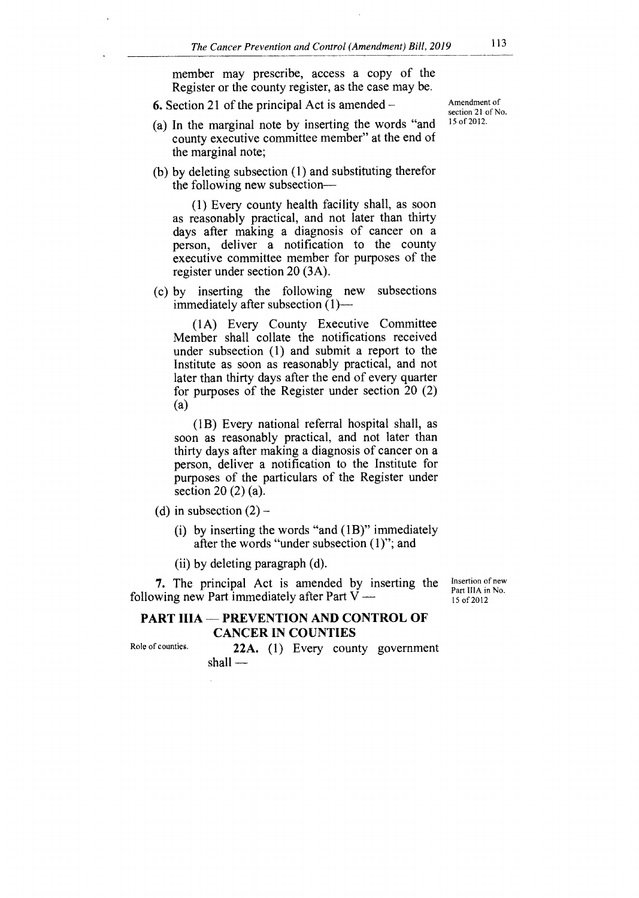member may prescribe, access a copy of the Register or the county register, as the case may be.

**6.** Section 21 of the principal Act is amended –

Amendment of section 21 of No. 15 of 2012.

(a) In the marginal note by inserting the words "and county executive committee member" at the end of the marginal note;

(b) by deleting subsection (1) and substituting therefor the following new subsection—

(1) Every county health facility shall, as soon as reasonably practical, and not later than thirty days after making a diagnosis of cancer on a person, deliver a notification to the county executive committee member for purposes of the register under section 20 (3A).

(c) by inserting the following new subsections immediately after subsection (1)—

(1A) Every County Executive Committee Member shall collate the notifications received under subsection (1) and submit a report to the Institute as soon as reasonably practical, and not later than thirty days after the end of every quarter for purposes of the Register under section 20 (2) (a)

(1B) Every national referral hospital shall, as soon as reasonably practical, and not later than thirty days after making a diagnosis of cancer on a person, deliver a notification to the Institute for purposes of the particulars of the Register under section 20 (2) (a).

(d) in subsection (2) –

(i) by inserting the words "and (1B)" immediately after the words "under subsection (1)"; and

(ii) by deleting paragraph (d).

**7.** The principal Act is amended by inserting the following new Part immediately after Part V —

Insertion of new Part IIIA in No. 15 of 2012

## PART IIIA — PREVENTION AND CONTROL OF CANCER IN COUNTIES

Role of counties.

**22A.** (1) Every county government shall —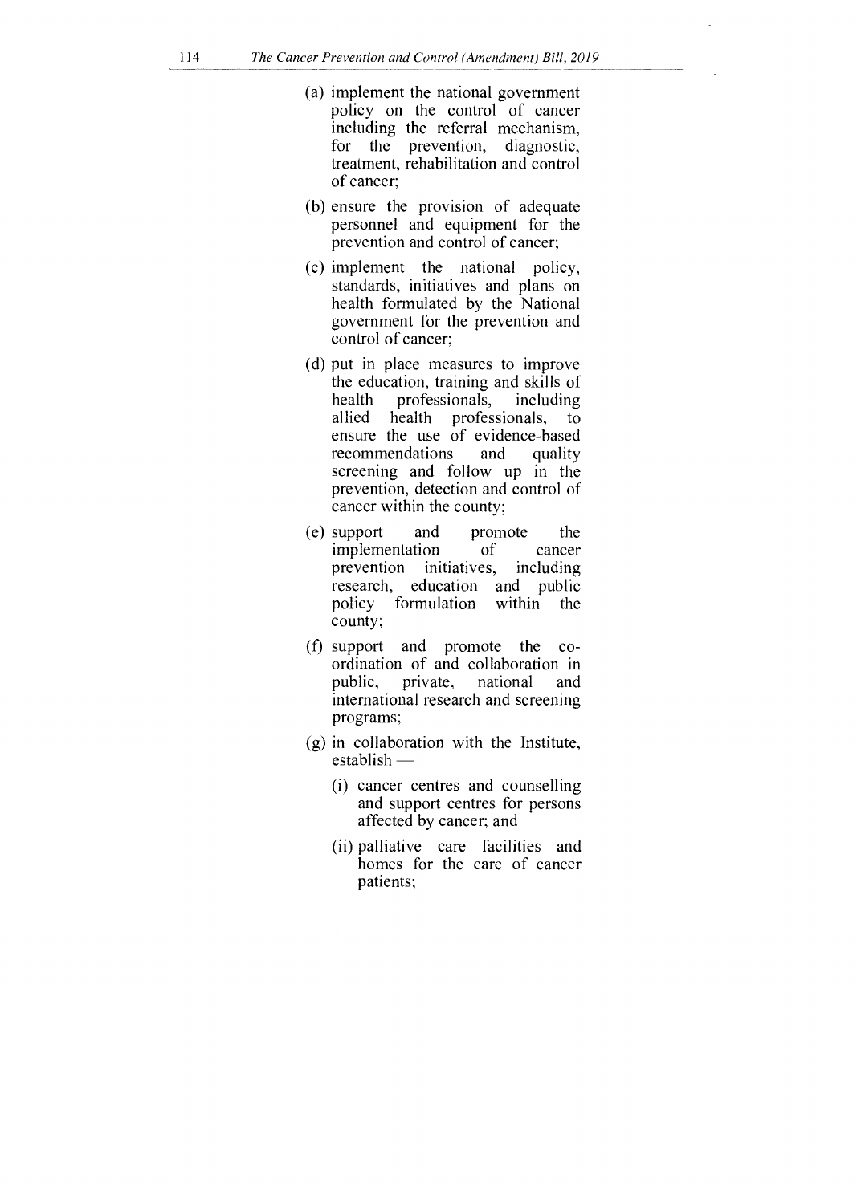(a) implement the national government policy on the control of cancer including the referral mechanism, for the prevention, diagnostic, treatment, rehabilitation and control of cancer;

(b) ensure the provision of adequate personnel and equipment for the prevention and control of cancer;

(c) implement the national policy, standards, initiatives and plans on health formulated by the National government for the prevention and control of cancer;

(d) put in place measures to improve the education, training and skills of health professionals, including allied health professionals, to ensure the use of evidence-based recommendations and quality screening and follow up in the prevention, detection and control of cancer within the county;

(e) support and promote the implementation of cancer prevention initiatives, including research, education and public policy formulation within the county;

(f) support and promote the co-ordination of and collaboration in public, private, national and international research and screening programs;

(g) in collaboration with the Institute, establish —

(i) cancer centres and counselling and support centres for persons affected by cancer; and

(ii) palliative care facilities and homes for the care of cancer patients;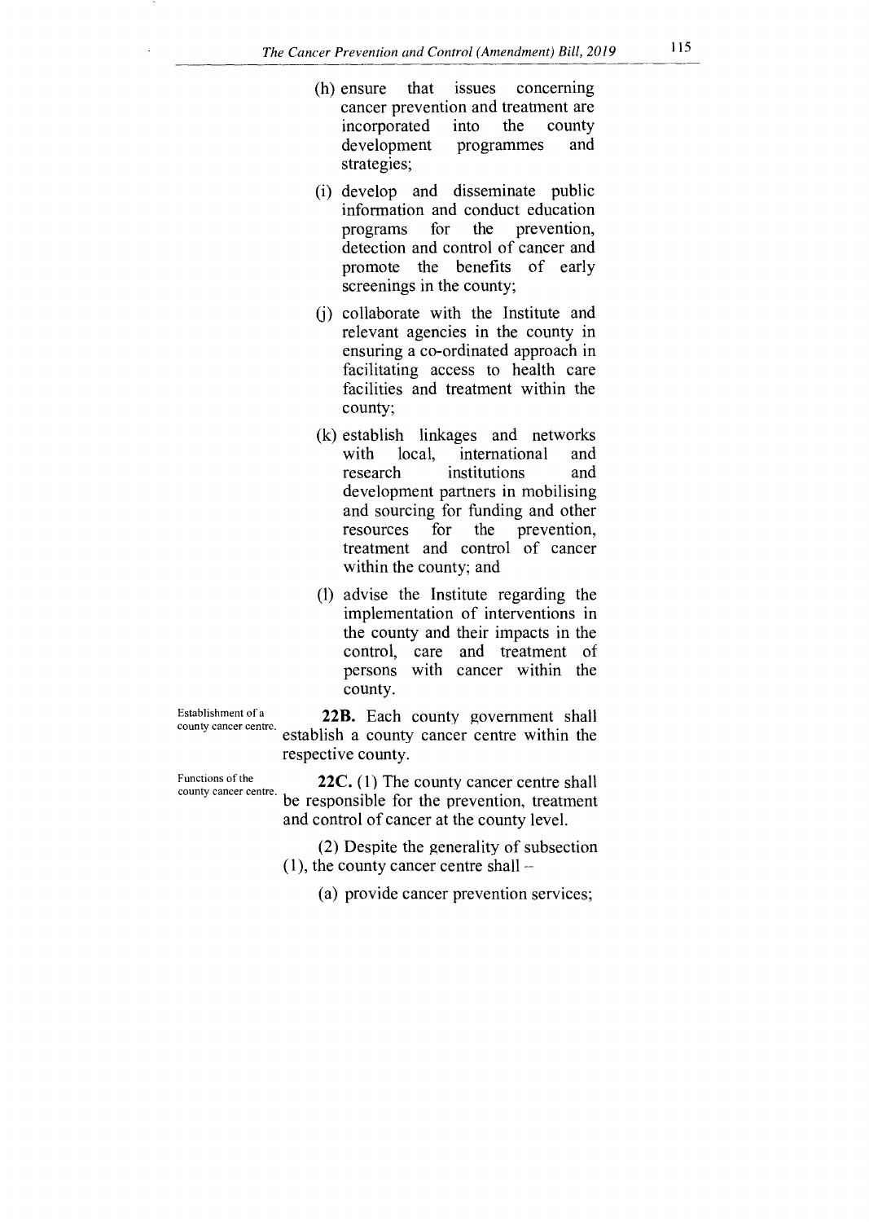(h) ensure that issues concerning cancer prevention and treatment are incorporated into the county development programmes and strategies;

(i) develop and disseminate public information and conduct education programs for the prevention, detection and control of cancer and promote the benefits of early screenings in the county;

(j) collaborate with the Institute and relevant agencies in the county in ensuring a co-ordinated approach in facilitating access to health care facilities and treatment within the county;

(k) establish linkages and networks with local, international and research institutions and development partners in mobilising and sourcing for funding and other resources for the prevention, treatment and control of cancer within the county; and

(l) advise the Institute regarding the implementation of interventions in the county and their impacts in the control, care and treatment of persons with cancer within the county.

Establishment of a county cancer centre.

**22B.** Each county government shall establish a county cancer centre within the respective county.

Functions of the county cancer centre.

**22C.** (1) The county cancer centre shall be responsible for the prevention, treatment and control of cancer at the county level.

(2) Despite the generality of subsection (1), the county cancer centre shall –

(a) provide cancer prevention services;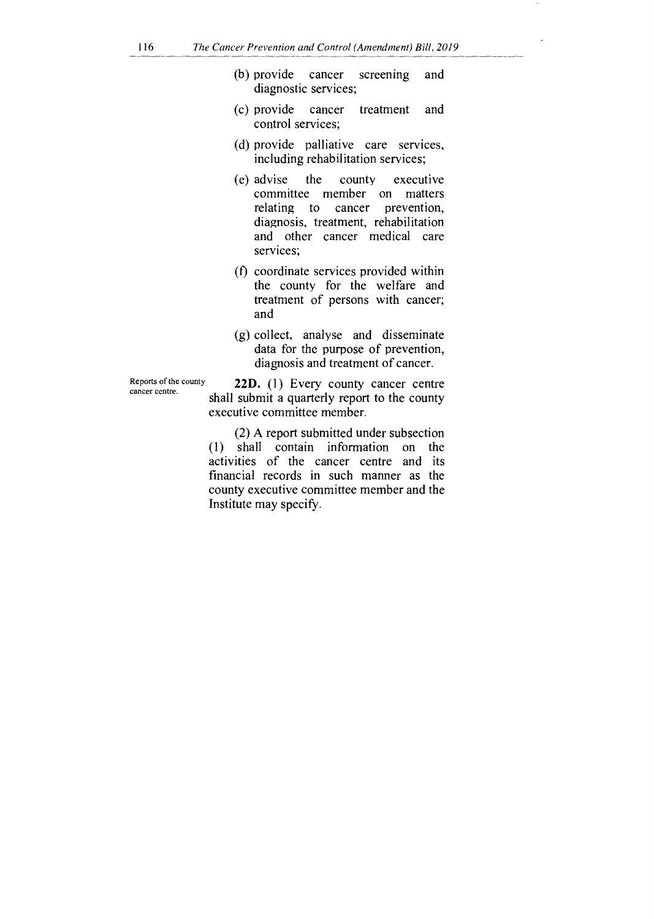(b) provide cancer screening and diagnostic services;

(c) provide cancer treatment and control services;

(d) provide palliative care services, including rehabilitation services;

(e) advise the county executive committee member on matters relating to cancer prevention, diagnosis, treatment, rehabilitation and other cancer medical care services;

(f) coordinate services provided within the county for the welfare and treatment of persons with cancer; and

(g) collect, analyse and disseminate data for the purpose of prevention, diagnosis and treatment of cancer.

Reports of the county cancer centre.

**22D.** (1) Every county cancer centre shall submit a quarterly report to the county executive committee member.

(2) A report submitted under subsection (1) shall contain information on the activities of the cancer centre and its financial records in such manner as the county executive committee member and the Institute may specify.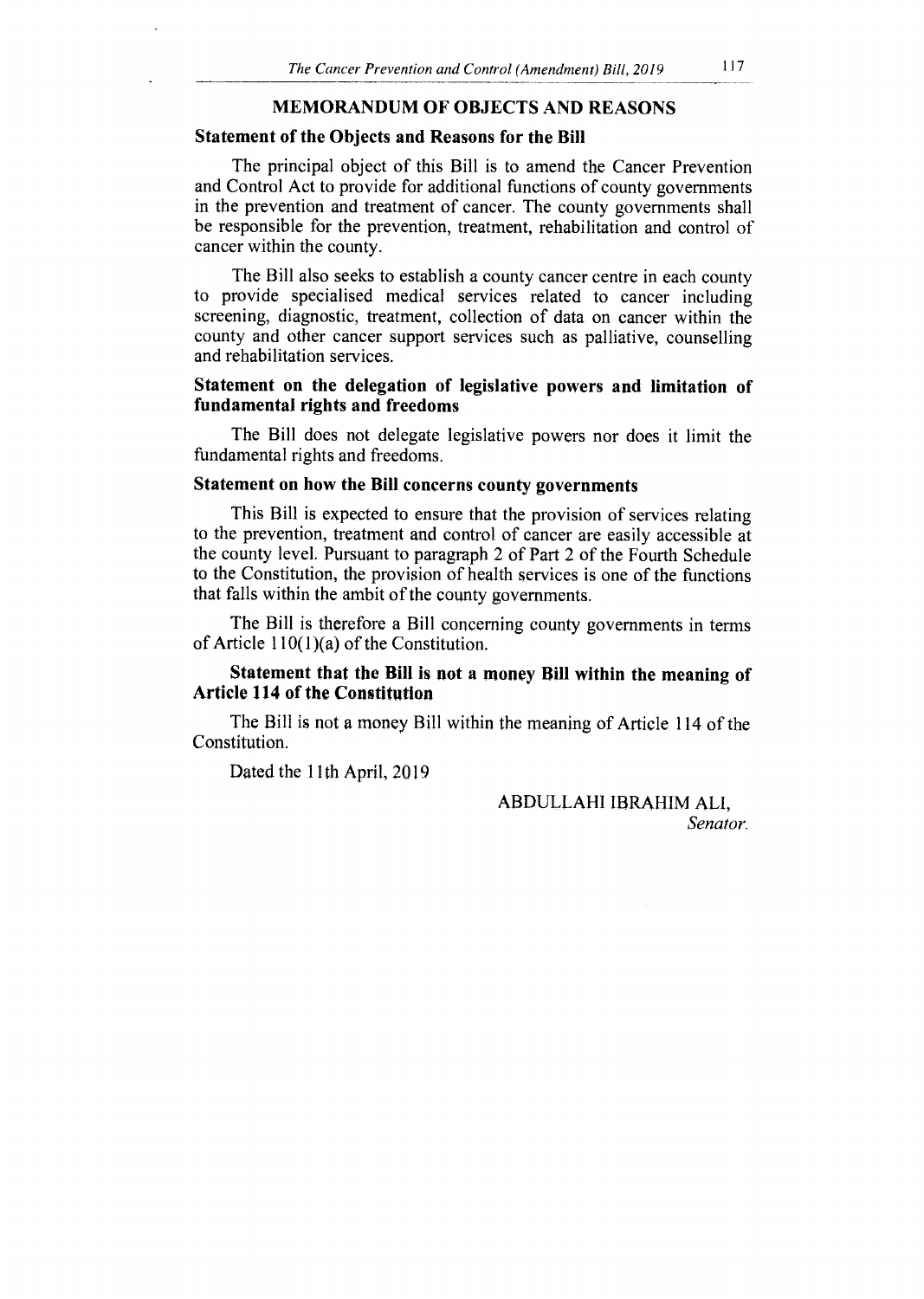## MEMORANDUM OF OBJECTS AND REASONS

### Statement of the Objects and Reasons for the Bill

The principal object of this Bill is to amend the Cancer Prevention and Control Act to provide for additional functions of county governments in the prevention and treatment of cancer. The county governments shall be responsible for the prevention, treatment, rehabilitation and control of cancer within the county.

The Bill also seeks to establish a county cancer centre in each county to provide specialised medical services related to cancer including screening, diagnostic, treatment, collection of data on cancer within the county and other cancer support services such as palliative, counselling and rehabilitation services.

### Statement on the delegation of legislative powers and limitation of fundamental rights and freedoms

The Bill does not delegate legislative powers nor does it limit the fundamental rights and freedoms.

### Statement on how the Bill concerns county governments

This Bill is expected to ensure that the provision of services relating to the prevention, treatment and control of cancer are easily accessible at the county level. Pursuant to paragraph 2 of Part 2 of the Fourth Schedule to the Constitution, the provision of health services is one of the functions that falls within the ambit of the county governments.

The Bill is therefore a Bill concerning county governments in terms of Article 110(1)(a) of the Constitution.

### Statement that the Bill is not a money Bill within the meaning of Article 114 of the Constitution

The Bill is not a money Bill within the meaning of Article 114 of the Constitution.

Dated the 11th April, 2019

ABDULLAHI IBRAHIM ALI,
*Senator.*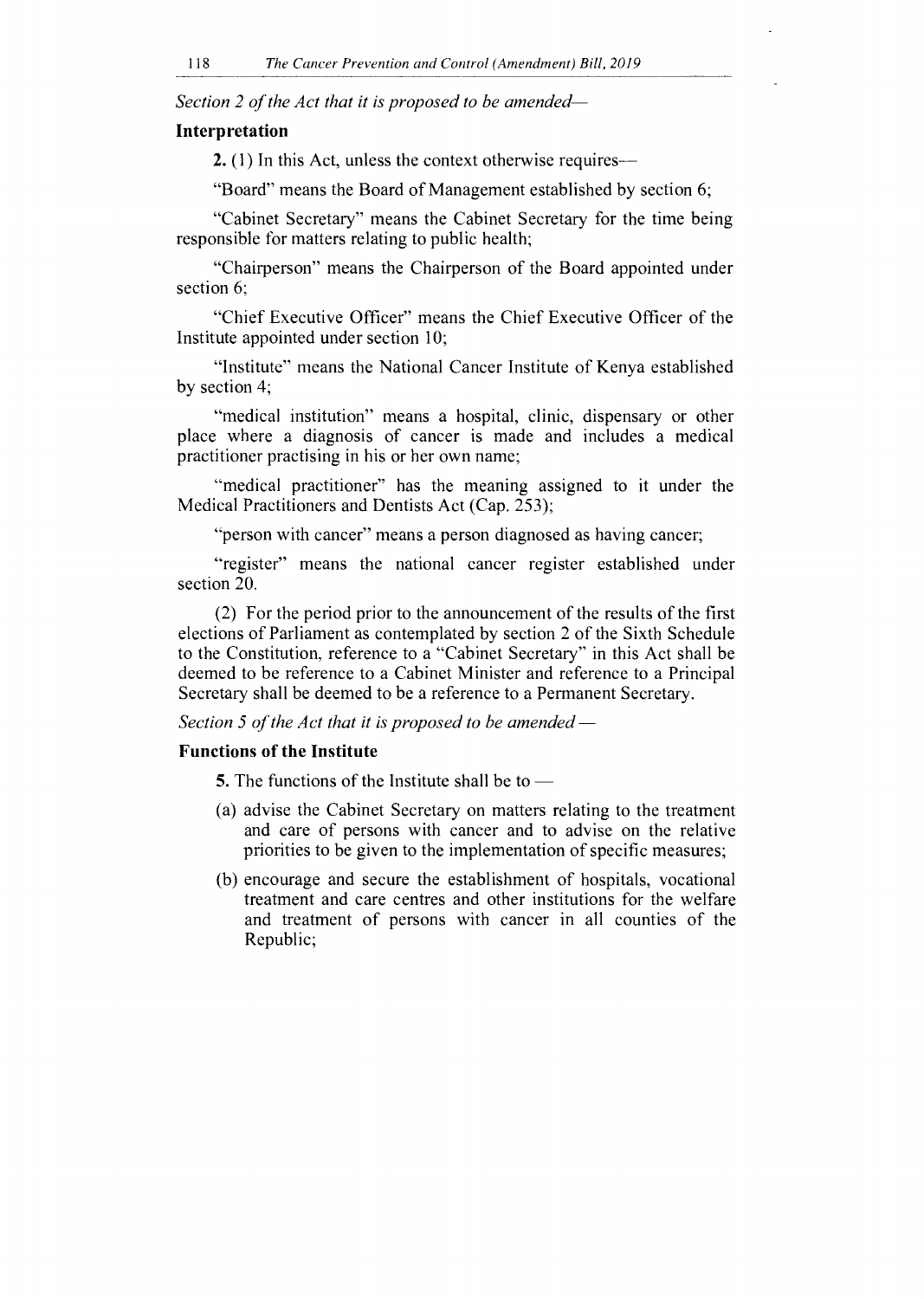*Section 2 of the Act that it is proposed to be amended—*

## Interpretation

**2.** (1) In this Act, unless the context otherwise requires—

"Board" means the Board of Management established by section 6;

"Cabinet Secretary" means the Cabinet Secretary for the time being responsible for matters relating to public health;

"Chairperson" means the Chairperson of the Board appointed under section 6;

"Chief Executive Officer" means the Chief Executive Officer of the Institute appointed under section 10;

"Institute" means the National Cancer Institute of Kenya established by section 4;

"medical institution" means a hospital, clinic, dispensary or other place where a diagnosis of cancer is made and includes a medical practitioner practising in his or her own name;

"medical practitioner" has the meaning assigned to it under the Medical Practitioners and Dentists Act (Cap. 253);

"person with cancer" means a person diagnosed as having cancer;

"register" means the national cancer register established under section 20.

(2) For the period prior to the announcement of the results of the first elections of Parliament as contemplated by section 2 of the Sixth Schedule to the Constitution, reference to a "Cabinet Secretary" in this Act shall be deemed to be reference to a Cabinet Minister and reference to a Principal Secretary shall be deemed to be a reference to a Permanent Secretary.

*Section 5 of the Act that it is proposed to be amended —*

## Functions of the Institute

**5.** The functions of the Institute shall be to —

(a) advise the Cabinet Secretary on matters relating to the treatment and care of persons with cancer and to advise on the relative priorities to be given to the implementation of specific measures;

(b) encourage and secure the establishment of hospitals, vocational treatment and care centres and other institutions for the welfare and treatment of persons with cancer in all counties of the Republic;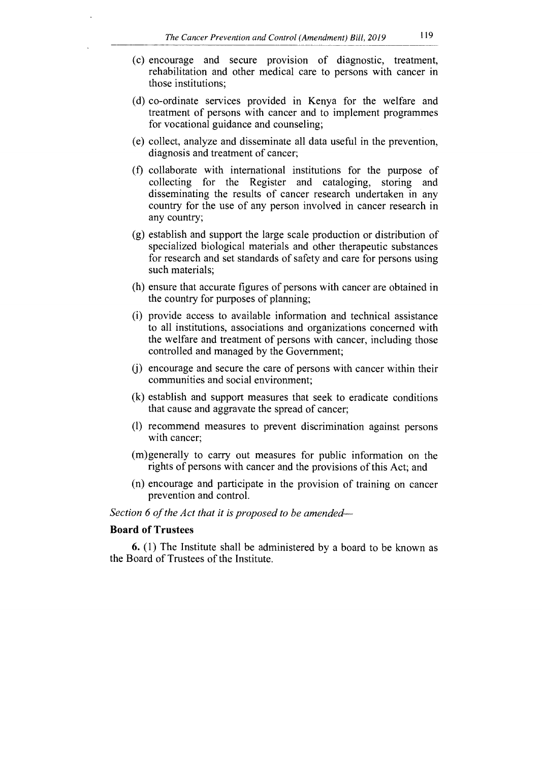(c) encourage and secure provision of diagnostic, treatment, rehabilitation and other medical care to persons with cancer in those institutions;

(d) co-ordinate services provided in Kenya for the welfare and treatment of persons with cancer and to implement programmes for vocational guidance and counseling;

(e) collect, analyze and disseminate all data useful in the prevention, diagnosis and treatment of cancer;

(f) collaborate with international institutions for the purpose of collecting for the Register and cataloging, storing and disseminating the results of cancer research undertaken in any country for the use of any person involved in cancer research in any country;

(g) establish and support the large scale production or distribution of specialized biological materials and other therapeutic substances for research and set standards of safety and care for persons using such materials;

(h) ensure that accurate figures of persons with cancer are obtained in the country for purposes of planning;

(i) provide access to available information and technical assistance to all institutions, associations and organizations concerned with the welfare and treatment of persons with cancer, including those controlled and managed by the Government;

(j) encourage and secure the care of persons with cancer within their communities and social environment;

(k) establish and support measures that seek to eradicate conditions that cause and aggravate the spread of cancer;

(l) recommend measures to prevent discrimination against persons with cancer;

(m) generally to carry out measures for public information on the rights of persons with cancer and the provisions of this Act; and

(n) encourage and participate in the provision of training on cancer prevention and control.

*Section 6 of the Act that it is proposed to be amended—*

**Board of Trustees**

**6.** (1) The Institute shall be administered by a board to be known as the Board of Trustees of the Institute.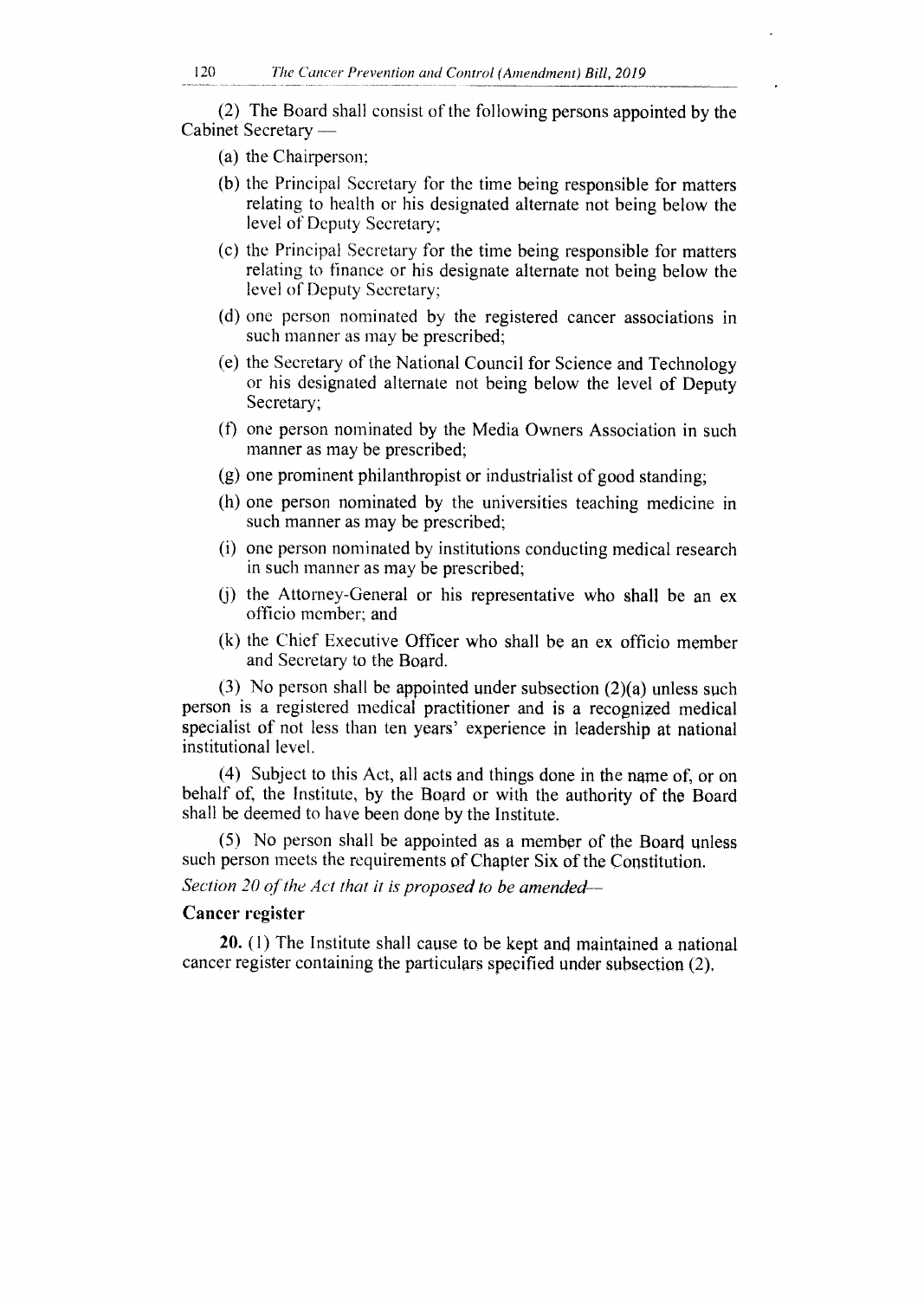(2) The Board shall consist of the following persons appointed by the Cabinet Secretary —

(a) the Chairperson;

(b) the Principal Secretary for the time being responsible for matters relating to health or his designated alternate not being below the level of Deputy Secretary;

(c) the Principal Secretary for the time being responsible for matters relating to finance or his designate alternate not being below the level of Deputy Secretary;

(d) one person nominated by the registered cancer associations in such manner as may be prescribed;

(e) the Secretary of the National Council for Science and Technology or his designated alternate not being below the level of Deputy Secretary;

(f) one person nominated by the Media Owners Association in such manner as may be prescribed;

(g) one prominent philanthropist or industrialist of good standing;

(h) one person nominated by the universities teaching medicine in such manner as may be prescribed;

(i) one person nominated by institutions conducting medical research in such manner as may be prescribed;

(j) the Attorney-General or his representative who shall be an ex officio member; and

(k) the Chief Executive Officer who shall be an ex officio member and Secretary to the Board.

(3) No person shall be appointed under subsection (2)(a) unless such person is a registered medical practitioner and is a recognized medical specialist of not less than ten years' experience in leadership at national institutional level.

(4) Subject to this Act, all acts and things done in the name of, or on behalf of, the Institute, by the Board or with the authority of the Board shall be deemed to have been done by the Institute.

(5) No person shall be appointed as a member of the Board unless such person meets the requirements of Chapter Six of the Constitution.

*Section 20 of the Act that it is proposed to be amended—*

**Cancer register**

**20.** (1) The Institute shall cause to be kept and maintained a national cancer register containing the particulars specified under subsection (2).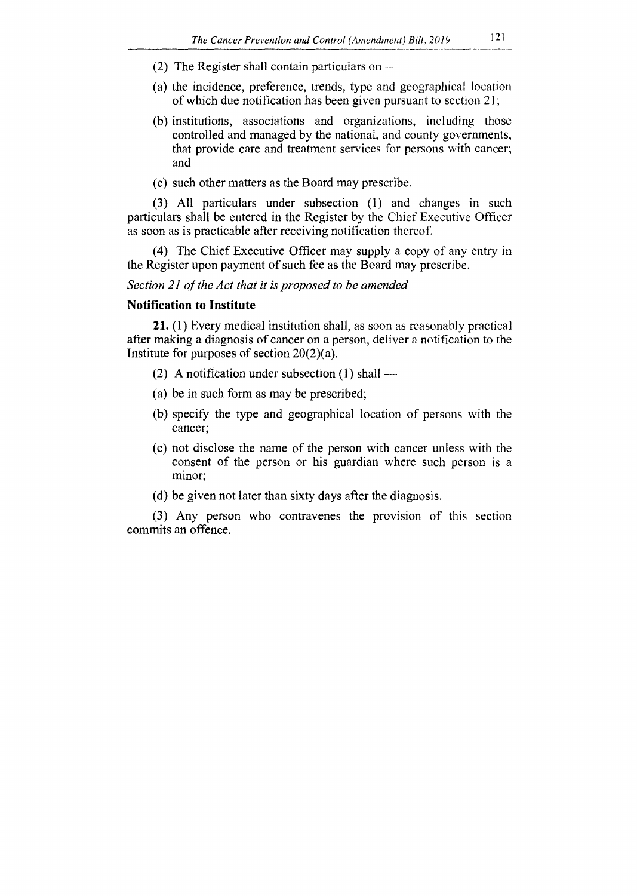(2) The Register shall contain particulars on —

(a) the incidence, preference, trends, type and geographical location of which due notification has been given pursuant to section 21;

(b) institutions, associations and organizations, including those controlled and managed by the national, and county governments, that provide care and treatment services for persons with cancer; and

(c) such other matters as the Board may prescribe.

(3) All particulars under subsection (1) and changes in such particulars shall be entered in the Register by the Chief Executive Officer as soon as is practicable after receiving notification thereof.

(4) The Chief Executive Officer may supply a copy of any entry in the Register upon payment of such fee as the Board may prescribe.

*Section 21 of the Act that it is proposed to be amended—*

**Notification to Institute**

**21.** (1) Every medical institution shall, as soon as reasonably practical after making a diagnosis of cancer on a person, deliver a notification to the Institute for purposes of section 20(2)(a).

(2) A notification under subsection (1) shall —

(a) be in such form as may be prescribed;

(b) specify the type and geographical location of persons with the cancer;

(c) not disclose the name of the person with cancer unless with the consent of the person or his guardian where such person is a minor;

(d) be given not later than sixty days after the diagnosis.

(3) Any person who contravenes the provision of this section commits an offence.